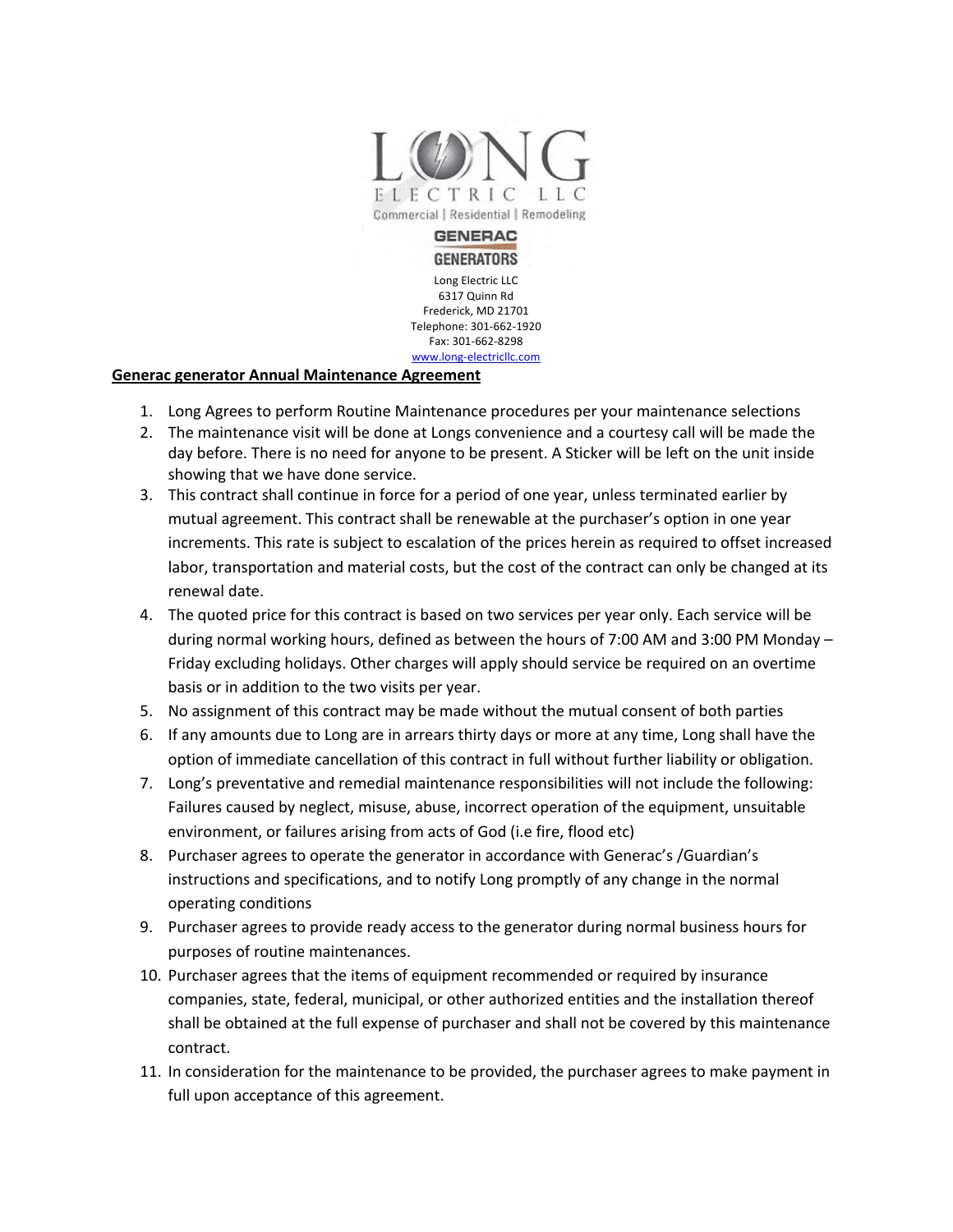LONG ELECTRIC LLC

Commercial | Residential | Remodeling

GENERAC GENERATORS

Long Electric LLC
6317 Quinn Rd
Frederick, MD 21701
Telephone: 301-662-1920
Fax: 301-662-8298
www.long-electricllc.com

**Generac generator Annual Maintenance Agreement**

1. Long Agrees to perform Routine Maintenance procedures per your maintenance selections
2. The maintenance visit will be done at Longs convenience and a courtesy call will be made the day before. There is no need for anyone to be present. A Sticker will be left on the unit inside showing that we have done service.
3. This contract shall continue in force for a period of one year, unless terminated earlier by mutual agreement. This contract shall be renewable at the purchaser's option in one year increments. This rate is subject to escalation of the prices herein as required to offset increased labor, transportation and material costs, but the cost of the contract can only be changed at its renewal date.
4. The quoted price for this contract is based on two services per year only. Each service will be during normal working hours, defined as between the hours of 7:00 AM and 3:00 PM Monday – Friday excluding holidays. Other charges will apply should service be required on an overtime basis or in addition to the two visits per year.
5. No assignment of this contract may be made without the mutual consent of both parties
6. If any amounts due to Long are in arrears thirty days or more at any time, Long shall have the option of immediate cancellation of this contract in full without further liability or obligation.
7. Long's preventative and remedial maintenance responsibilities will not include the following: Failures caused by neglect, misuse, abuse, incorrect operation of the equipment, unsuitable environment, or failures arising from acts of God (i.e fire, flood etc)
8. Purchaser agrees to operate the generator in accordance with Generac's /Guardian's instructions and specifications, and to notify Long promptly of any change in the normal operating conditions
9. Purchaser agrees to provide ready access to the generator during normal business hours for purposes of routine maintenances.
10. Purchaser agrees that the items of equipment recommended or required by insurance companies, state, federal, municipal, or other authorized entities and the installation thereof shall be obtained at the full expense of purchaser and shall not be covered by this maintenance contract.
11. In consideration for the maintenance to be provided, the purchaser agrees to make payment in full upon acceptance of this agreement.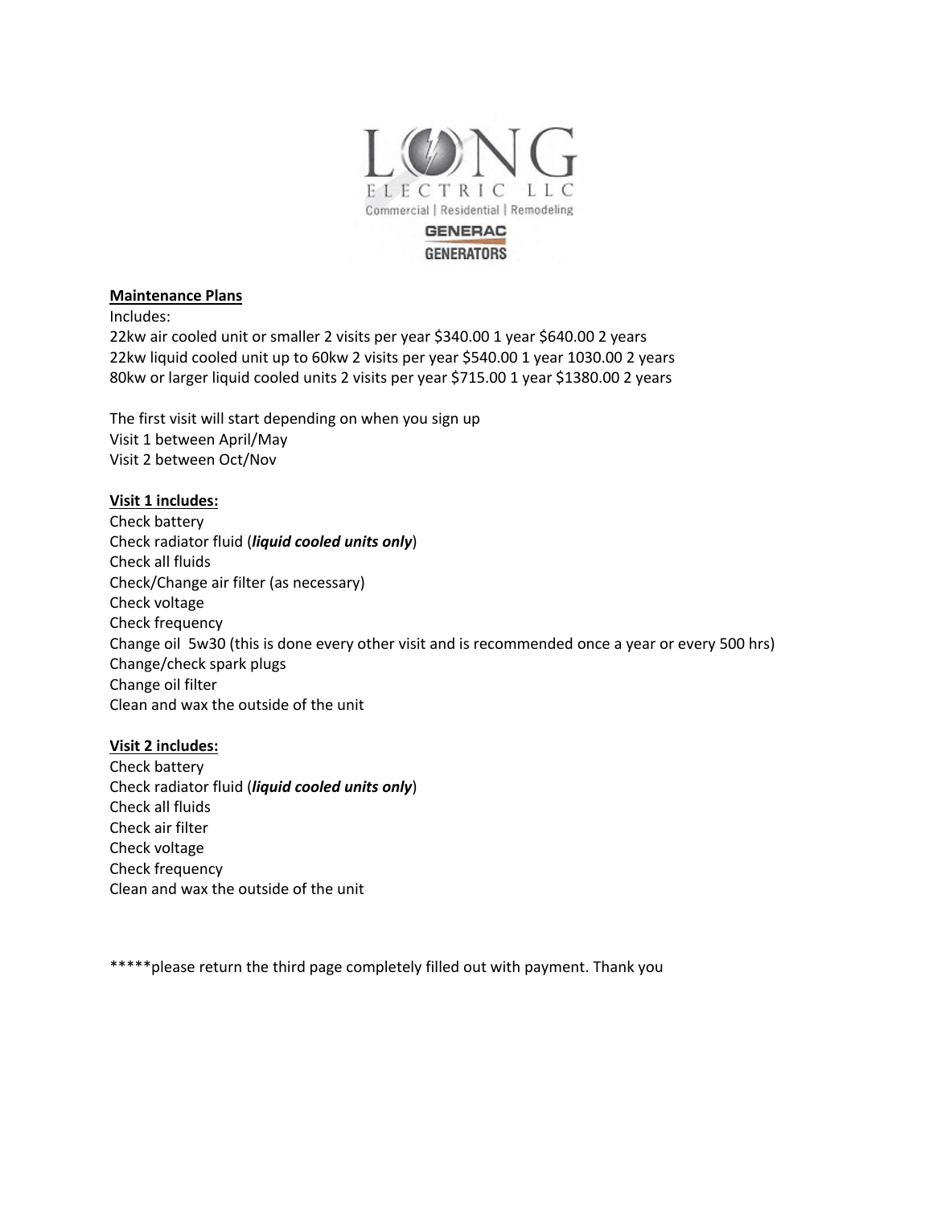LONG ELECTRIC LLC

Commercial | Residential | Remodeling

GENERAC GENERATORS

**Maintenance Plans**

Includes:

22kw air cooled unit or smaller 2 visits per year $340.00 1 year $640.00 2 years
22kw liquid cooled unit up to 60kw 2 visits per year $540.00 1 year 1030.00 2 years
80kw or larger liquid cooled units 2 visits per year $715.00 1 year $1380.00 2 years

The first visit will start depending on when you sign up
Visit 1 between April/May
Visit 2 between Oct/Nov

**Visit 1 includes:**

Check battery
Check radiator fluid (***liquid cooled units only***)
Check all fluids
Check/Change air filter (as necessary)
Check voltage
Check frequency
Change oil 5w30 (this is done every other visit and is recommended once a year or every 500 hrs)
Change/check spark plugs
Change oil filter
Clean and wax the outside of the unit

**Visit 2 includes:**

Check battery
Check radiator fluid (***liquid cooled units only***)
Check all fluids
Check air filter
Check voltage
Check frequency
Clean and wax the outside of the unit

*****please return the third page completely filled out with payment. Thank you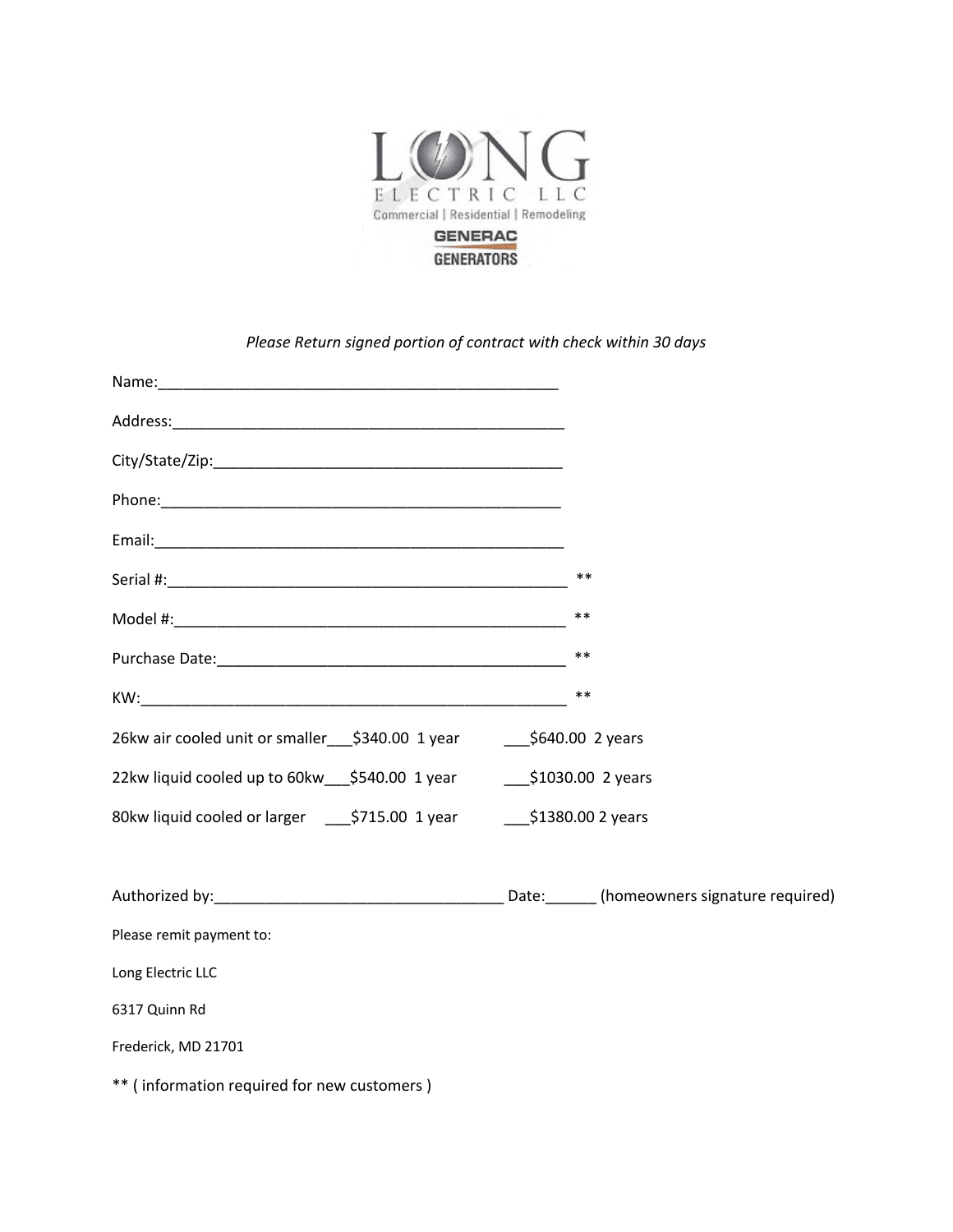LONG ELECTRIC LLC

Commercial | Residential | Remodeling

GENERAC GENERATORS

*Please Return signed portion of contract with check within 30 days*

Name:_______________________________________________

Address:_____________________________________________

City/State/Zip:________________________________________

Phone:______________________________________________

Email:_______________________________________________

Serial #:_____________________________________________ **

Model #:_____________________________________________ **

Purchase Date:_______________________________________ **

KW:_________________________________________________ **

26kw air cooled unit or smaller___$340.00 1 year ___$640.00 2 years

22kw liquid cooled up to 60kw___$540.00 1 year ___$1030.00 2 years

80kw liquid cooled or larger ___$715.00 1 year ___$1380.00 2 years

Authorized by:_________________________________ Date:______ (homeowners signature required)

Please remit payment to:

Long Electric LLC

6317 Quinn Rd

Frederick, MD 21701

** ( information required for new customers )